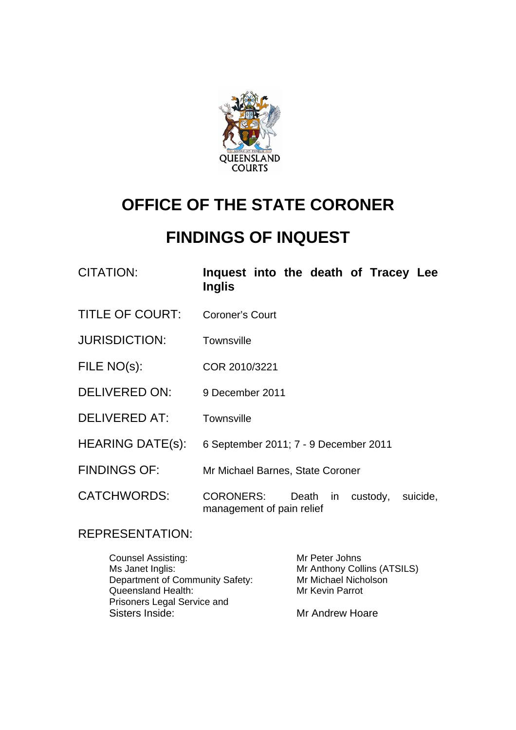QUEENSLAND COURTS

# OFFICE OF THE STATE CORONER

# FINDINGS OF INQUEST

| | |
|---|---|
| CITATION: | **Inquest into the death of Tracey Lee Inglis** |
| TITLE OF COURT: | Coroner's Court |
| JURISDICTION: | Townsville |
| FILE NO(s): | COR 2010/3221 |
| DELIVERED ON: | 9 December 2011 |
| DELIVERED AT: | Townsville |
| HEARING DATE(s): | 6 September 2011; 7 - 9 December 2011 |
| FINDINGS OF: | Mr Michael Barnes, State Coroner |
| CATCHWORDS: | CORONERS: Death in custody, suicide, management of pain relief |

REPRESENTATION:

| | |
|---|---|
| Counsel Assisting: | Mr Peter Johns |
| Ms Janet Inglis: | Mr Anthony Collins (ATSILS) |
| Department of Community Safety: | Mr Michael Nicholson |
| Queensland Health: | Mr Kevin Parrot |
| Prisoners Legal Service and Sisters Inside: | Mr Andrew Hoare |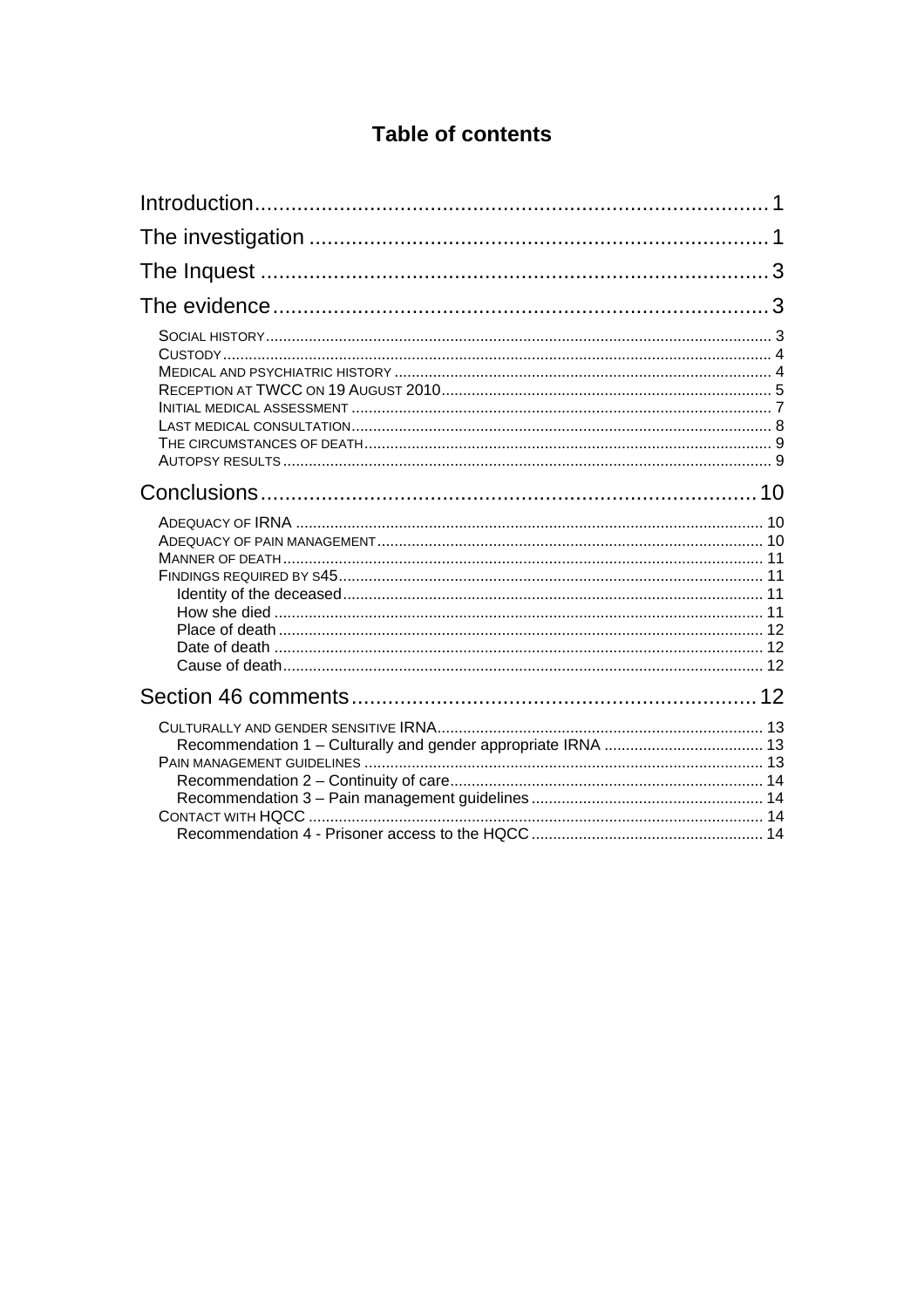# Table of contents

Introduction.................................................................................... 1
The investigation ............................................................................ 1
The Inquest ..................................................................................... 3
The evidence.................................................................................... 3

- SOCIAL HISTORY ..................................................................................................... 3
- CUSTODY ................................................................................................................ 4
- MEDICAL AND PSYCHIATRIC HISTORY ....................................................................... 4
- RECEPTION AT TWCC ON 19 AUGUST 2010 ............................................................ 5
- INITIAL MEDICAL ASSESSMENT ................................................................................. 7
- LAST MEDICAL CONSULTATION ................................................................................. 8
- THE CIRCUMSTANCES OF DEATH .............................................................................. 9
- AUTOPSY RESULTS .................................................................................................. 9

Conclusions.................................................................................... 10

- ADEQUACY OF IRNA ................................................................................................ 10
- ADEQUACY OF PAIN MANAGEMENT ........................................................................... 10
- MANNER OF DEATH ................................................................................................. 11
- FINDINGS REQUIRED BY S45 .................................................................................... 11
  - Identity of the deceased ................................................................................... 11
  - How she died ................................................................................................... 11
  - Place of death .................................................................................................. 12
  - Date of death ................................................................................................... 12
  - Cause of death ................................................................................................. 12

Section 46 comments...................................................................... 12

- CULTURALLY AND GENDER SENSITIVE IRNA ............................................................ 13
  - Recommendation 1 – Culturally and gender appropriate IRNA ..................................... 13
- PAIN MANAGEMENT GUIDELINES ............................................................................. 13
  - Recommendation 2 – Continuity of care ........................................................ 14
  - Recommendation 3 – Pain management guidelines ........................................... 14
- CONTACT WITH HQCC ............................................................................................ 14
  - Recommendation 4 - Prisoner access to the HQCC ............................................ 14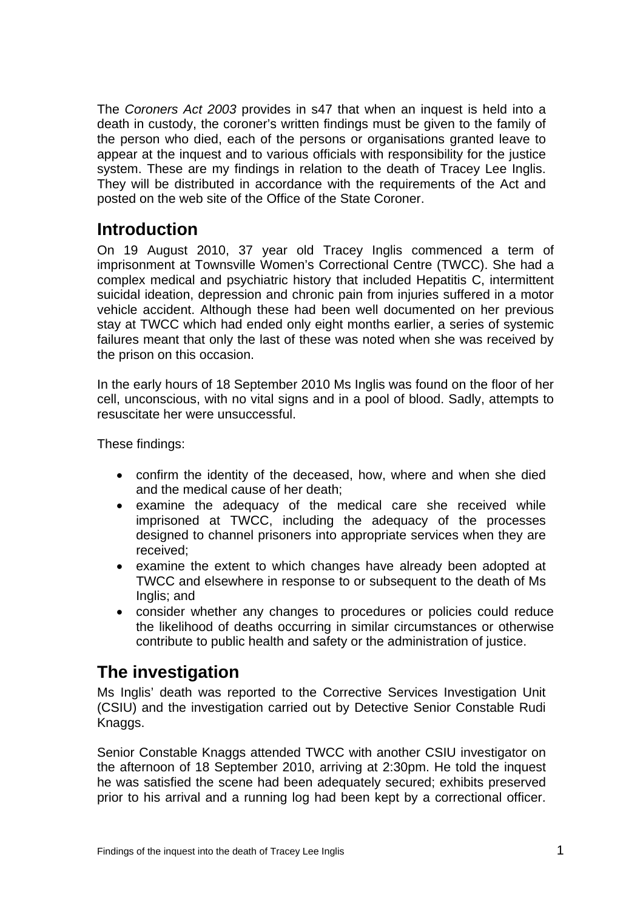The *Coroners Act 2003* provides in s47 that when an inquest is held into a death in custody, the coroner's written findings must be given to the family of the person who died, each of the persons or organisations granted leave to appear at the inquest and to various officials with responsibility for the justice system. These are my findings in relation to the death of Tracey Lee Inglis. They will be distributed in accordance with the requirements of the Act and posted on the web site of the Office of the State Coroner.

## Introduction

On 19 August 2010, 37 year old Tracey Inglis commenced a term of imprisonment at Townsville Women's Correctional Centre (TWCC). She had a complex medical and psychiatric history that included Hepatitis C, intermittent suicidal ideation, depression and chronic pain from injuries suffered in a motor vehicle accident. Although these had been well documented on her previous stay at TWCC which had ended only eight months earlier, a series of systemic failures meant that only the last of these was noted when she was received by the prison on this occasion.

In the early hours of 18 September 2010 Ms Inglis was found on the floor of her cell, unconscious, with no vital signs and in a pool of blood. Sadly, attempts to resuscitate her were unsuccessful.

These findings:

- confirm the identity of the deceased, how, where and when she died and the medical cause of her death;
- examine the adequacy of the medical care she received while imprisoned at TWCC, including the adequacy of the processes designed to channel prisoners into appropriate services when they are received;
- examine the extent to which changes have already been adopted at TWCC and elsewhere in response to or subsequent to the death of Ms Inglis; and
- consider whether any changes to procedures or policies could reduce the likelihood of deaths occurring in similar circumstances or otherwise contribute to public health and safety or the administration of justice.

## The investigation

Ms Inglis' death was reported to the Corrective Services Investigation Unit (CSIU) and the investigation carried out by Detective Senior Constable Rudi Knaggs.

Senior Constable Knaggs attended TWCC with another CSIU investigator on the afternoon of 18 September 2010, arriving at 2:30pm. He told the inquest he was satisfied the scene had been adequately secured; exhibits preserved prior to his arrival and a running log had been kept by a correctional officer.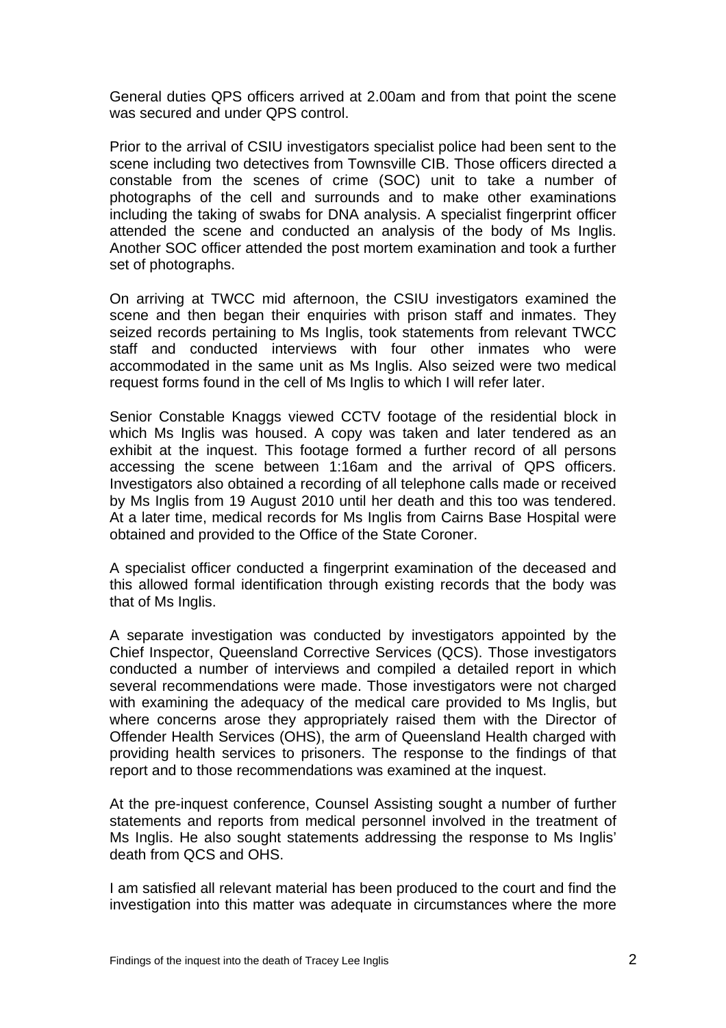General duties QPS officers arrived at 2.00am and from that point the scene was secured and under QPS control.

Prior to the arrival of CSIU investigators specialist police had been sent to the scene including two detectives from Townsville CIB. Those officers directed a constable from the scenes of crime (SOC) unit to take a number of photographs of the cell and surrounds and to make other examinations including the taking of swabs for DNA analysis. A specialist fingerprint officer attended the scene and conducted an analysis of the body of Ms Inglis. Another SOC officer attended the post mortem examination and took a further set of photographs.

On arriving at TWCC mid afternoon, the CSIU investigators examined the scene and then began their enquiries with prison staff and inmates. They seized records pertaining to Ms Inglis, took statements from relevant TWCC staff and conducted interviews with four other inmates who were accommodated in the same unit as Ms Inglis. Also seized were two medical request forms found in the cell of Ms Inglis to which I will refer later.

Senior Constable Knaggs viewed CCTV footage of the residential block in which Ms Inglis was housed. A copy was taken and later tendered as an exhibit at the inquest. This footage formed a further record of all persons accessing the scene between 1:16am and the arrival of QPS officers. Investigators also obtained a recording of all telephone calls made or received by Ms Inglis from 19 August 2010 until her death and this too was tendered. At a later time, medical records for Ms Inglis from Cairns Base Hospital were obtained and provided to the Office of the State Coroner.

A specialist officer conducted a fingerprint examination of the deceased and this allowed formal identification through existing records that the body was that of Ms Inglis.

A separate investigation was conducted by investigators appointed by the Chief Inspector, Queensland Corrective Services (QCS). Those investigators conducted a number of interviews and compiled a detailed report in which several recommendations were made. Those investigators were not charged with examining the adequacy of the medical care provided to Ms Inglis, but where concerns arose they appropriately raised them with the Director of Offender Health Services (OHS), the arm of Queensland Health charged with providing health services to prisoners. The response to the findings of that report and to those recommendations was examined at the inquest.

At the pre-inquest conference, Counsel Assisting sought a number of further statements and reports from medical personnel involved in the treatment of Ms Inglis. He also sought statements addressing the response to Ms Inglis' death from QCS and OHS.

I am satisfied all relevant material has been produced to the court and find the investigation into this matter was adequate in circumstances where the more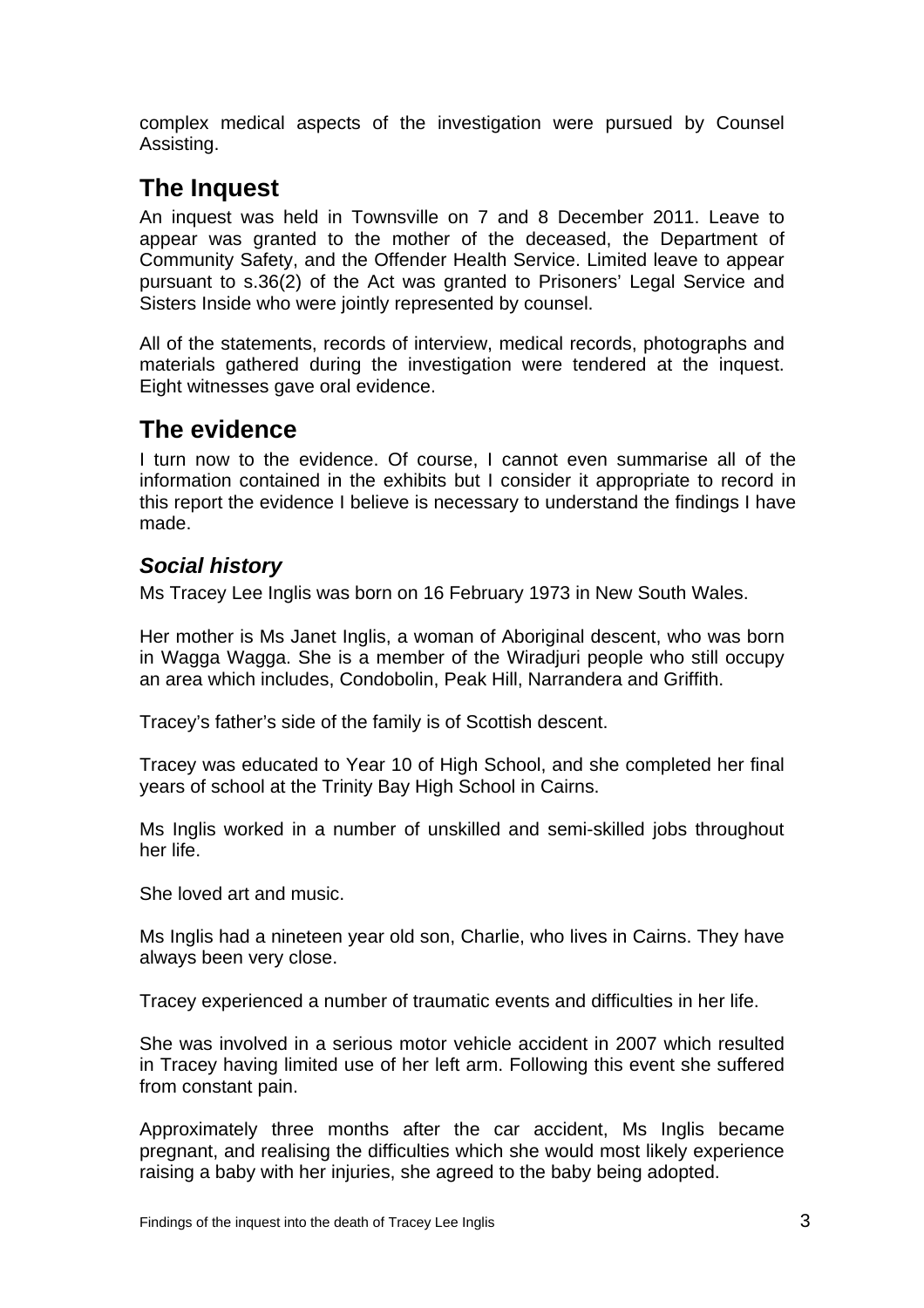complex medical aspects of the investigation were pursued by Counsel Assisting.

## The Inquest

An inquest was held in Townsville on 7 and 8 December 2011. Leave to appear was granted to the mother of the deceased, the Department of Community Safety, and the Offender Health Service. Limited leave to appear pursuant to s.36(2) of the Act was granted to Prisoners' Legal Service and Sisters Inside who were jointly represented by counsel.

All of the statements, records of interview, medical records, photographs and materials gathered during the investigation were tendered at the inquest. Eight witnesses gave oral evidence.

## The evidence

I turn now to the evidence. Of course, I cannot even summarise all of the information contained in the exhibits but I consider it appropriate to record in this report the evidence I believe is necessary to understand the findings I have made.

### *Social history*

Ms Tracey Lee Inglis was born on 16 February 1973 in New South Wales.

Her mother is Ms Janet Inglis, a woman of Aboriginal descent, who was born in Wagga Wagga. She is a member of the Wiradjuri people who still occupy an area which includes, Condobolin, Peak Hill, Narrandera and Griffith.

Tracey's father's side of the family is of Scottish descent.

Tracey was educated to Year 10 of High School, and she completed her final years of school at the Trinity Bay High School in Cairns.

Ms Inglis worked in a number of unskilled and semi-skilled jobs throughout her life.

She loved art and music.

Ms Inglis had a nineteen year old son, Charlie, who lives in Cairns. They have always been very close.

Tracey experienced a number of traumatic events and difficulties in her life.

She was involved in a serious motor vehicle accident in 2007 which resulted in Tracey having limited use of her left arm. Following this event she suffered from constant pain.

Approximately three months after the car accident, Ms Inglis became pregnant, and realising the difficulties which she would most likely experience raising a baby with her injuries, she agreed to the baby being adopted.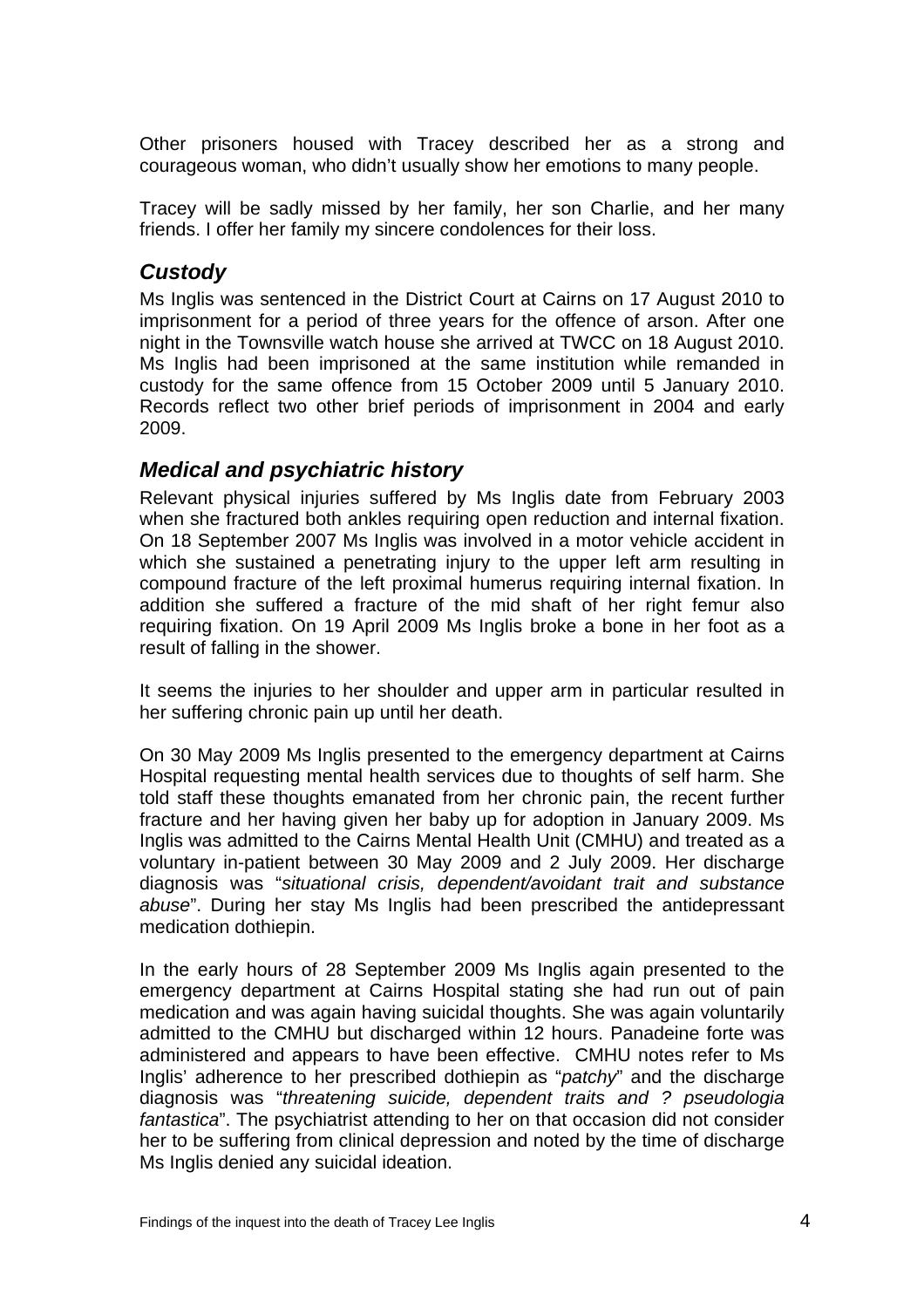Other prisoners housed with Tracey described her as a strong and courageous woman, who didn't usually show her emotions to many people.

Tracey will be sadly missed by her family, her son Charlie, and her many friends. I offer her family my sincere condolences for their loss.

## *Custody*

Ms Inglis was sentenced in the District Court at Cairns on 17 August 2010 to imprisonment for a period of three years for the offence of arson. After one night in the Townsville watch house she arrived at TWCC on 18 August 2010. Ms Inglis had been imprisoned at the same institution while remanded in custody for the same offence from 15 October 2009 until 5 January 2010. Records reflect two other brief periods of imprisonment in 2004 and early 2009.

## *Medical and psychiatric history*

Relevant physical injuries suffered by Ms Inglis date from February 2003 when she fractured both ankles requiring open reduction and internal fixation. On 18 September 2007 Ms Inglis was involved in a motor vehicle accident in which she sustained a penetrating injury to the upper left arm resulting in compound fracture of the left proximal humerus requiring internal fixation. In addition she suffered a fracture of the mid shaft of her right femur also requiring fixation. On 19 April 2009 Ms Inglis broke a bone in her foot as a result of falling in the shower.

It seems the injuries to her shoulder and upper arm in particular resulted in her suffering chronic pain up until her death.

On 30 May 2009 Ms Inglis presented to the emergency department at Cairns Hospital requesting mental health services due to thoughts of self harm. She told staff these thoughts emanated from her chronic pain, the recent further fracture and her having given her baby up for adoption in January 2009. Ms Inglis was admitted to the Cairns Mental Health Unit (CMHU) and treated as a voluntary in-patient between 30 May 2009 and 2 July 2009. Her discharge diagnosis was "*situational crisis, dependent/avoidant trait and substance abuse*". During her stay Ms Inglis had been prescribed the antidepressant medication dothiepin.

In the early hours of 28 September 2009 Ms Inglis again presented to the emergency department at Cairns Hospital stating she had run out of pain medication and was again having suicidal thoughts. She was again voluntarily admitted to the CMHU but discharged within 12 hours. Panadeine forte was administered and appears to have been effective. CMHU notes refer to Ms Inglis' adherence to her prescribed dothiepin as "*patchy*" and the discharge diagnosis was "*threatening suicide, dependent traits and ? pseudologia fantastica*". The psychiatrist attending to her on that occasion did not consider her to be suffering from clinical depression and noted by the time of discharge Ms Inglis denied any suicidal ideation.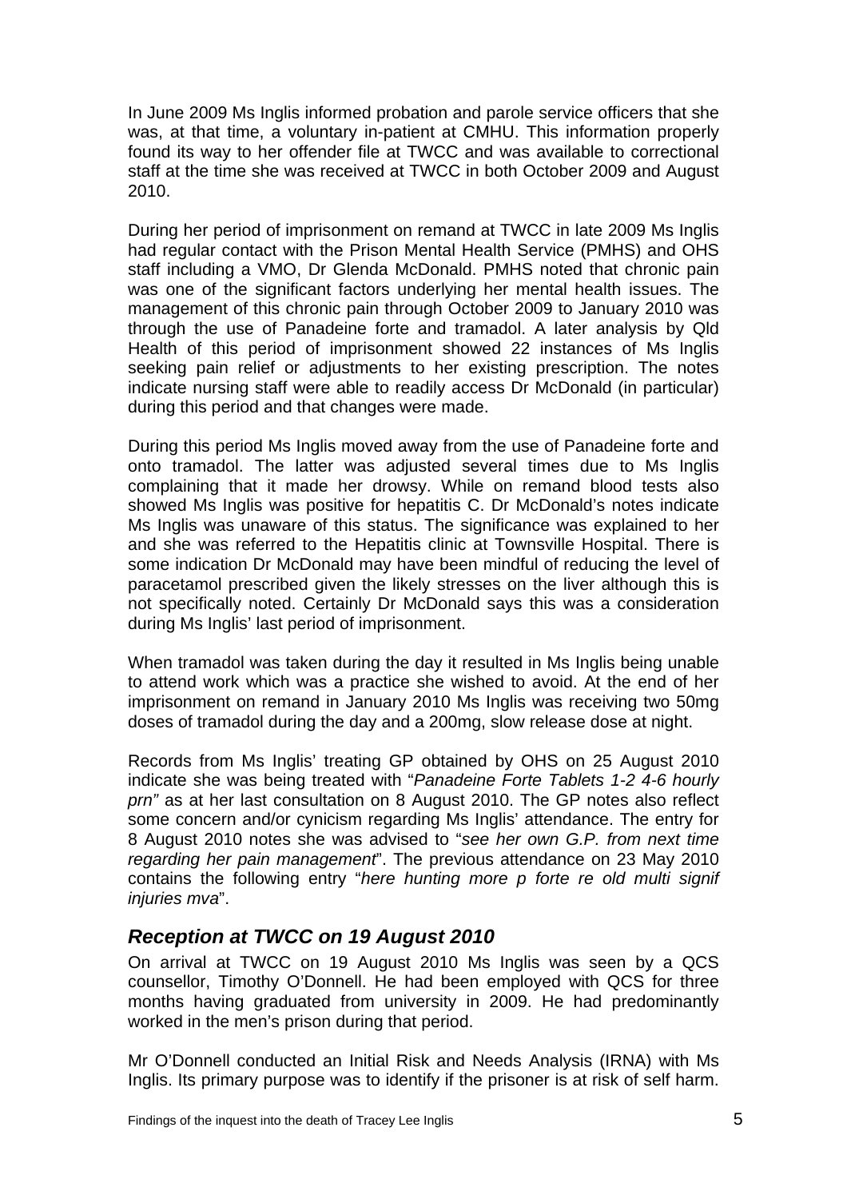In June 2009 Ms Inglis informed probation and parole service officers that she was, at that time, a voluntary in-patient at CMHU. This information properly found its way to her offender file at TWCC and was available to correctional staff at the time she was received at TWCC in both October 2009 and August 2010.

During her period of imprisonment on remand at TWCC in late 2009 Ms Inglis had regular contact with the Prison Mental Health Service (PMHS) and OHS staff including a VMO, Dr Glenda McDonald. PMHS noted that chronic pain was one of the significant factors underlying her mental health issues. The management of this chronic pain through October 2009 to January 2010 was through the use of Panadeine forte and tramadol. A later analysis by Qld Health of this period of imprisonment showed 22 instances of Ms Inglis seeking pain relief or adjustments to her existing prescription. The notes indicate nursing staff were able to readily access Dr McDonald (in particular) during this period and that changes were made.

During this period Ms Inglis moved away from the use of Panadeine forte and onto tramadol. The latter was adjusted several times due to Ms Inglis complaining that it made her drowsy. While on remand blood tests also showed Ms Inglis was positive for hepatitis C. Dr McDonald's notes indicate Ms Inglis was unaware of this status. The significance was explained to her and she was referred to the Hepatitis clinic at Townsville Hospital. There is some indication Dr McDonald may have been mindful of reducing the level of paracetamol prescribed given the likely stresses on the liver although this is not specifically noted. Certainly Dr McDonald says this was a consideration during Ms Inglis' last period of imprisonment.

When tramadol was taken during the day it resulted in Ms Inglis being unable to attend work which was a practice she wished to avoid. At the end of her imprisonment on remand in January 2010 Ms Inglis was receiving two 50mg doses of tramadol during the day and a 200mg, slow release dose at night.

Records from Ms Inglis' treating GP obtained by OHS on 25 August 2010 indicate she was being treated with "*Panadeine Forte Tablets 1-2 4-6 hourly prn"* as at her last consultation on 8 August 2010. The GP notes also reflect some concern and/or cynicism regarding Ms Inglis' attendance. The entry for 8 August 2010 notes she was advised to "*see her own G.P. from next time regarding her pain management*". The previous attendance on 23 May 2010 contains the following entry "*here hunting more p forte re old multi signif injuries mva*".

### *Reception at TWCC on 19 August 2010*

On arrival at TWCC on 19 August 2010 Ms Inglis was seen by a QCS counsellor, Timothy O'Donnell. He had been employed with QCS for three months having graduated from university in 2009. He had predominantly worked in the men's prison during that period.

Mr O'Donnell conducted an Initial Risk and Needs Analysis (IRNA) with Ms Inglis. Its primary purpose was to identify if the prisoner is at risk of self harm.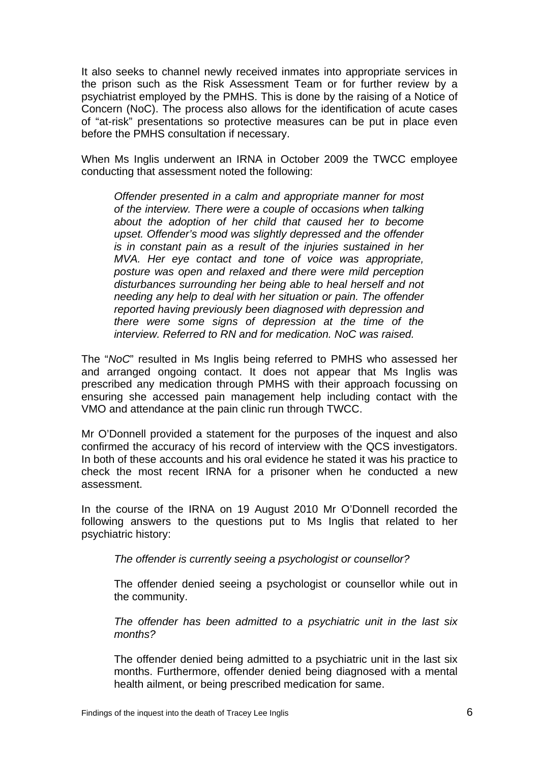It also seeks to channel newly received inmates into appropriate services in the prison such as the Risk Assessment Team or for further review by a psychiatrist employed by the PMHS. This is done by the raising of a Notice of Concern (NoC). The process also allows for the identification of acute cases of "at-risk" presentations so protective measures can be put in place even before the PMHS consultation if necessary.

When Ms Inglis underwent an IRNA in October 2009 the TWCC employee conducting that assessment noted the following:

> *Offender presented in a calm and appropriate manner for most of the interview. There were a couple of occasions when talking about the adoption of her child that caused her to become upset. Offender's mood was slightly depressed and the offender is in constant pain as a result of the injuries sustained in her MVA. Her eye contact and tone of voice was appropriate, posture was open and relaxed and there were mild perception disturbances surrounding her being able to heal herself and not needing any help to deal with her situation or pain. The offender reported having previously been diagnosed with depression and there were some signs of depression at the time of the interview. Referred to RN and for medication. NoC was raised.*

The "*NoC*" resulted in Ms Inglis being referred to PMHS who assessed her and arranged ongoing contact. It does not appear that Ms Inglis was prescribed any medication through PMHS with their approach focussing on ensuring she accessed pain management help including contact with the VMO and attendance at the pain clinic run through TWCC.

Mr O'Donnell provided a statement for the purposes of the inquest and also confirmed the accuracy of his record of interview with the QCS investigators. In both of these accounts and his oral evidence he stated it was his practice to check the most recent IRNA for a prisoner when he conducted a new assessment.

In the course of the IRNA on 19 August 2010 Mr O'Donnell recorded the following answers to the questions put to Ms Inglis that related to her psychiatric history:

> *The offender is currently seeing a psychologist or counsellor?*
>
> The offender denied seeing a psychologist or counsellor while out in the community.
>
> *The offender has been admitted to a psychiatric unit in the last six months?*
>
> The offender denied being admitted to a psychiatric unit in the last six months. Furthermore, offender denied being diagnosed with a mental health ailment, or being prescribed medication for same.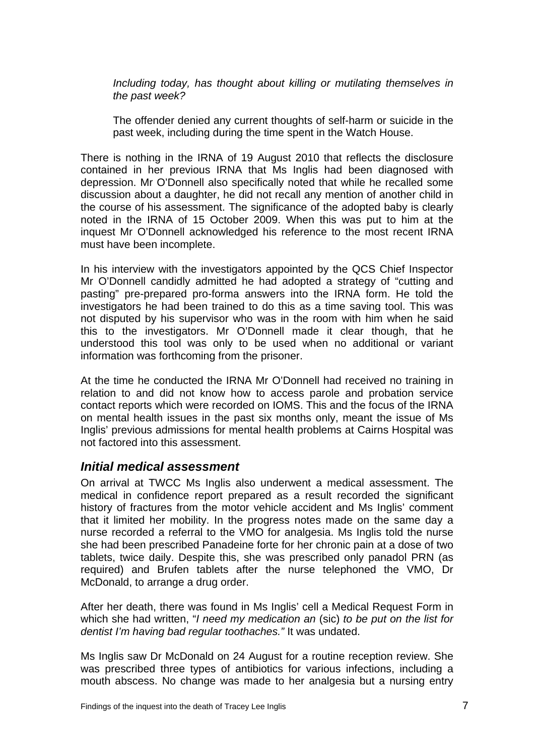*Including today, has thought about killing or mutilating themselves in the past week?*

The offender denied any current thoughts of self-harm or suicide in the past week, including during the time spent in the Watch House.

There is nothing in the IRNA of 19 August 2010 that reflects the disclosure contained in her previous IRNA that Ms Inglis had been diagnosed with depression. Mr O'Donnell also specifically noted that while he recalled some discussion about a daughter, he did not recall any mention of another child in the course of his assessment. The significance of the adopted baby is clearly noted in the IRNA of 15 October 2009. When this was put to him at the inquest Mr O'Donnell acknowledged his reference to the most recent IRNA must have been incomplete.

In his interview with the investigators appointed by the QCS Chief Inspector Mr O'Donnell candidly admitted he had adopted a strategy of "cutting and pasting" pre-prepared pro-forma answers into the IRNA form. He told the investigators he had been trained to do this as a time saving tool. This was not disputed by his supervisor who was in the room with him when he said this to the investigators. Mr O'Donnell made it clear though, that he understood this tool was only to be used when no additional or variant information was forthcoming from the prisoner.

At the time he conducted the IRNA Mr O'Donnell had received no training in relation to and did not know how to access parole and probation service contact reports which were recorded on IOMS. This and the focus of the IRNA on mental health issues in the past six months only, meant the issue of Ms Inglis' previous admissions for mental health problems at Cairns Hospital was not factored into this assessment.

## *Initial medical assessment*

On arrival at TWCC Ms Inglis also underwent a medical assessment. The medical in confidence report prepared as a result recorded the significant history of fractures from the motor vehicle accident and Ms Inglis' comment that it limited her mobility. In the progress notes made on the same day a nurse recorded a referral to the VMO for analgesia. Ms Inglis told the nurse she had been prescribed Panadeine forte for her chronic pain at a dose of two tablets, twice daily. Despite this, she was prescribed only panadol PRN (as required) and Brufen tablets after the nurse telephoned the VMO, Dr McDonald, to arrange a drug order.

After her death, there was found in Ms Inglis' cell a Medical Request Form in which she had written, "*I need my medication an* (sic) *to be put on the list for dentist I'm having bad regular toothaches.*" It was undated.

Ms Inglis saw Dr McDonald on 24 August for a routine reception review. She was prescribed three types of antibiotics for various infections, including a mouth abscess. No change was made to her analgesia but a nursing entry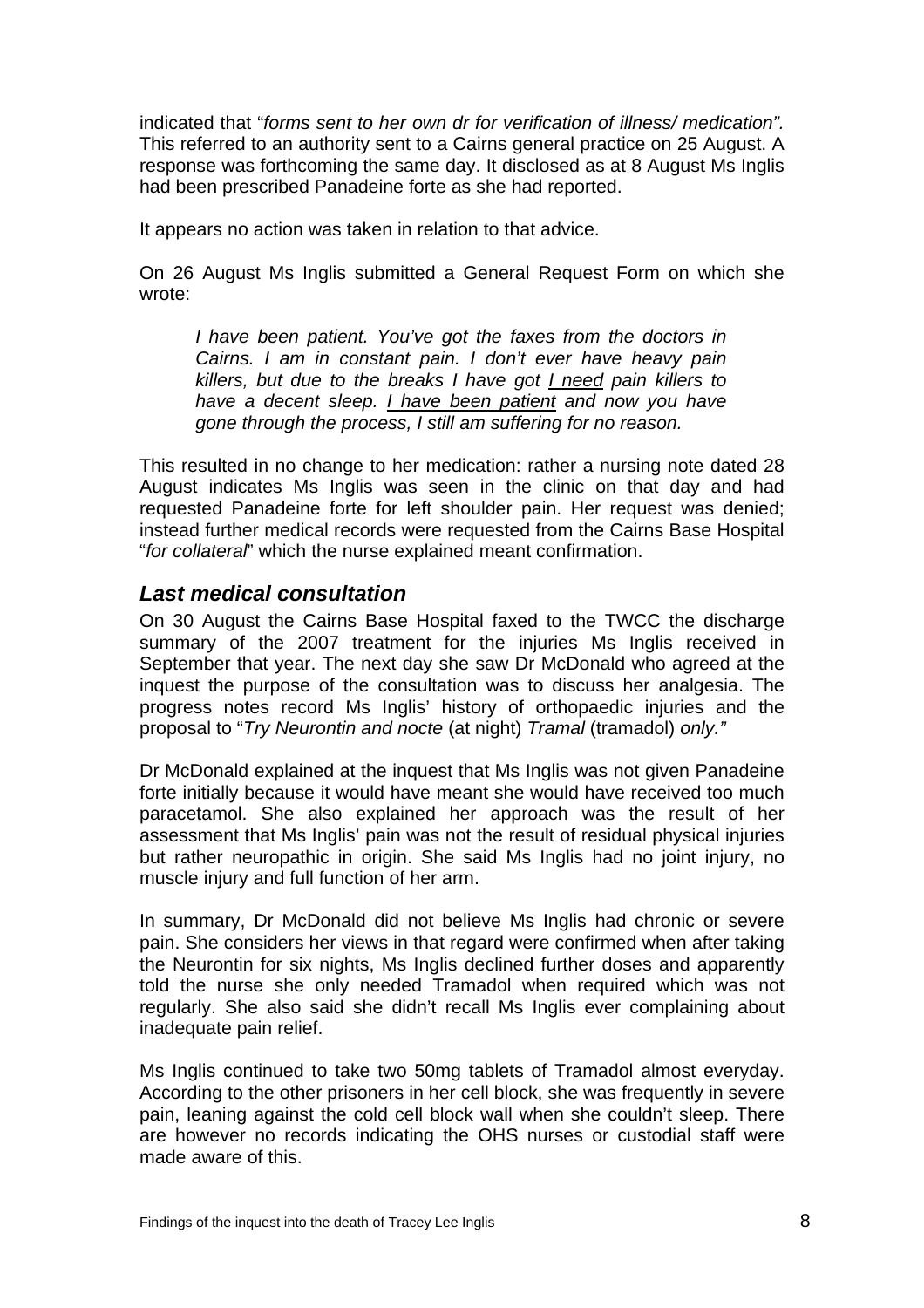indicated that "*forms sent to her own dr for verification of illness/ medication".* This referred to an authority sent to a Cairns general practice on 25 August. A response was forthcoming the same day. It disclosed as at 8 August Ms Inglis had been prescribed Panadeine forte as she had reported.

It appears no action was taken in relation to that advice.

On 26 August Ms Inglis submitted a General Request Form on which she wrote:

> *I have been patient. You've got the faxes from the doctors in Cairns. I am in constant pain. I don't ever have heavy pain killers, but due to the breaks I have got <u>I need</u> pain killers to have a decent sleep. <u>I have been patient</u> and now you have gone through the process, I still am suffering for no reason.*

This resulted in no change to her medication: rather a nursing note dated 28 August indicates Ms Inglis was seen in the clinic on that day and had requested Panadeine forte for left shoulder pain. Her request was denied; instead further medical records were requested from the Cairns Base Hospital "*for collateral*" which the nurse explained meant confirmation.

### *Last medical consultation*

On 30 August the Cairns Base Hospital faxed to the TWCC the discharge summary of the 2007 treatment for the injuries Ms Inglis received in September that year. The next day she saw Dr McDonald who agreed at the inquest the purpose of the consultation was to discuss her analgesia. The progress notes record Ms Inglis' history of orthopaedic injuries and the proposal to "*Try Neurontin and nocte* (at night) *Tramal* (tramadol) *only."*

Dr McDonald explained at the inquest that Ms Inglis was not given Panadeine forte initially because it would have meant she would have received too much paracetamol. She also explained her approach was the result of her assessment that Ms Inglis' pain was not the result of residual physical injuries but rather neuropathic in origin. She said Ms Inglis had no joint injury, no muscle injury and full function of her arm.

In summary, Dr McDonald did not believe Ms Inglis had chronic or severe pain. She considers her views in that regard were confirmed when after taking the Neurontin for six nights, Ms Inglis declined further doses and apparently told the nurse she only needed Tramadol when required which was not regularly. She also said she didn't recall Ms Inglis ever complaining about inadequate pain relief.

Ms Inglis continued to take two 50mg tablets of Tramadol almost everyday. According to the other prisoners in her cell block, she was frequently in severe pain, leaning against the cold cell block wall when she couldn't sleep. There are however no records indicating the OHS nurses or custodial staff were made aware of this.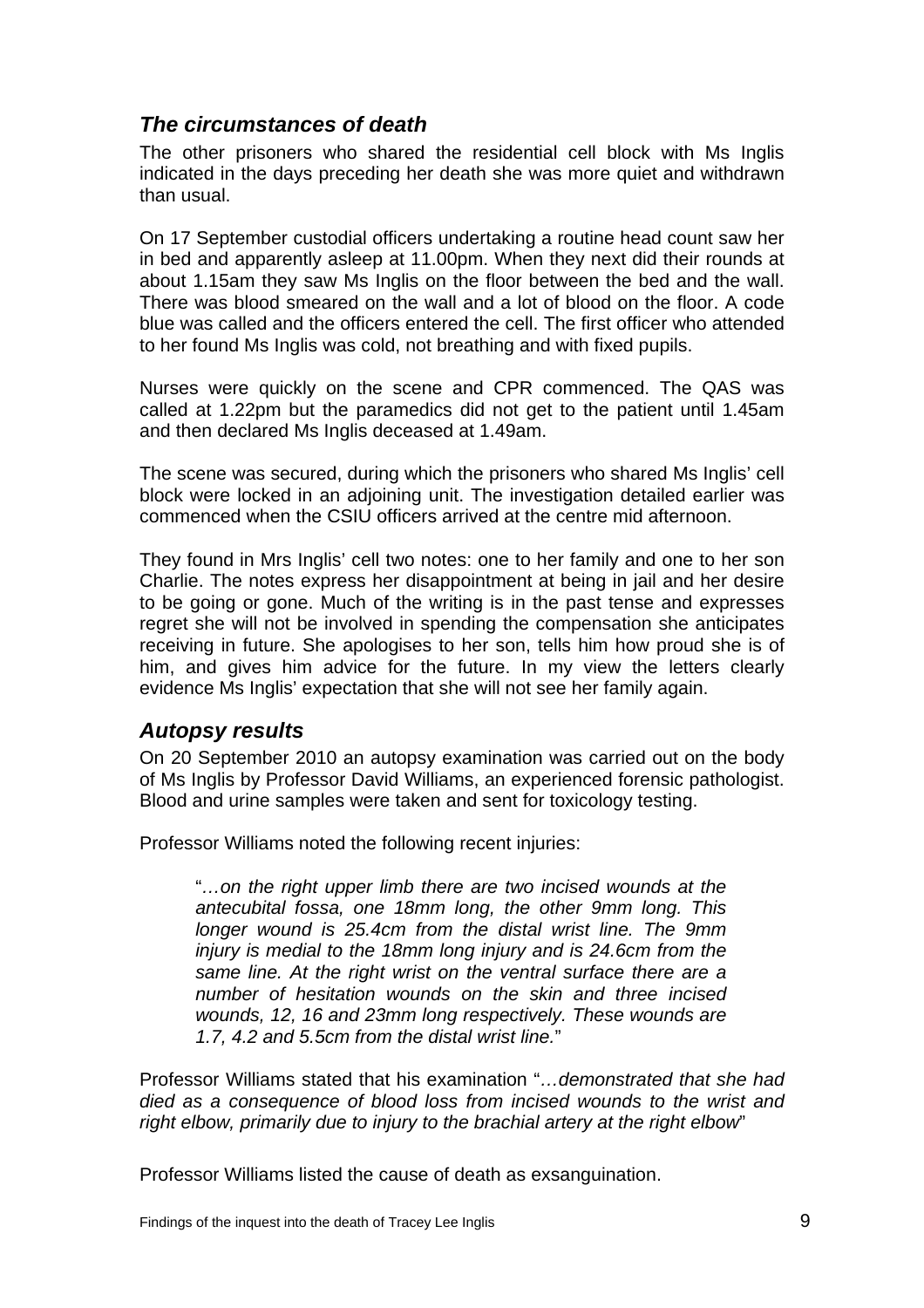### *The circumstances of death*

The other prisoners who shared the residential cell block with Ms Inglis indicated in the days preceding her death she was more quiet and withdrawn than usual.

On 17 September custodial officers undertaking a routine head count saw her in bed and apparently asleep at 11.00pm. When they next did their rounds at about 1.15am they saw Ms Inglis on the floor between the bed and the wall. There was blood smeared on the wall and a lot of blood on the floor. A code blue was called and the officers entered the cell. The first officer who attended to her found Ms Inglis was cold, not breathing and with fixed pupils.

Nurses were quickly on the scene and CPR commenced. The QAS was called at 1.22pm but the paramedics did not get to the patient until 1.45am and then declared Ms Inglis deceased at 1.49am.

The scene was secured, during which the prisoners who shared Ms Inglis' cell block were locked in an adjoining unit. The investigation detailed earlier was commenced when the CSIU officers arrived at the centre mid afternoon.

They found in Mrs Inglis' cell two notes: one to her family and one to her son Charlie. The notes express her disappointment at being in jail and her desire to be going or gone. Much of the writing is in the past tense and expresses regret she will not be involved in spending the compensation she anticipates receiving in future. She apologises to her son, tells him how proud she is of him, and gives him advice for the future. In my view the letters clearly evidence Ms Inglis' expectation that she will not see her family again.

### *Autopsy results*

On 20 September 2010 an autopsy examination was carried out on the body of Ms Inglis by Professor David Williams, an experienced forensic pathologist. Blood and urine samples were taken and sent for toxicology testing.

Professor Williams noted the following recent injuries:

> "*…on the right upper limb there are two incised wounds at the antecubital fossa, one 18mm long, the other 9mm long. This longer wound is 25.4cm from the distal wrist line. The 9mm injury is medial to the 18mm long injury and is 24.6cm from the same line. At the right wrist on the ventral surface there are a number of hesitation wounds on the skin and three incised wounds, 12, 16 and 23mm long respectively. These wounds are 1.7, 4.2 and 5.5cm from the distal wrist line.*"

Professor Williams stated that his examination "*…demonstrated that she had died as a consequence of blood loss from incised wounds to the wrist and right elbow, primarily due to injury to the brachial artery at the right elbow*"

Professor Williams listed the cause of death as exsanguination.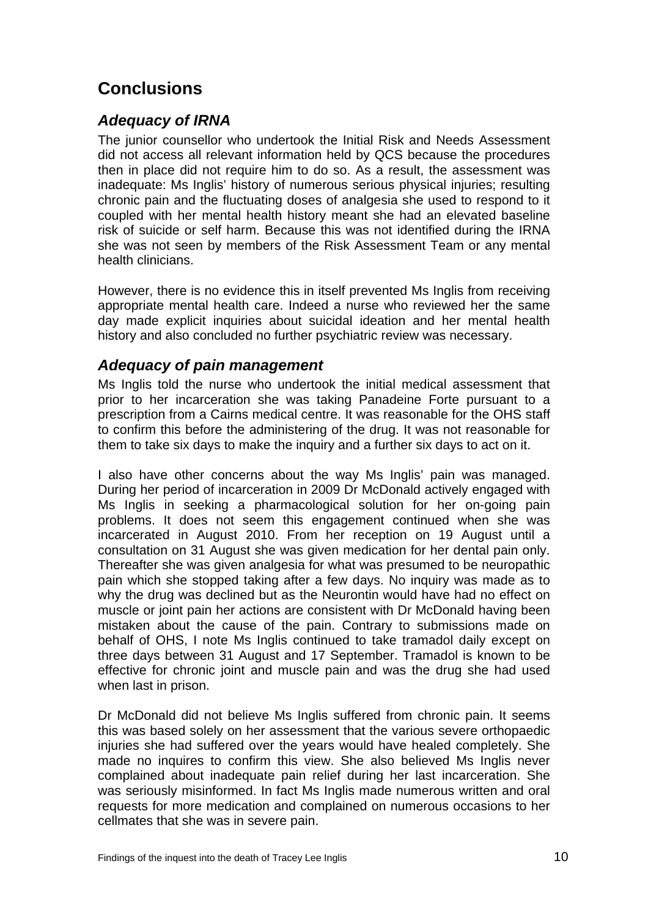# Conclusions

## *Adequacy of IRNA*

The junior counsellor who undertook the Initial Risk and Needs Assessment did not access all relevant information held by QCS because the procedures then in place did not require him to do so. As a result, the assessment was inadequate: Ms Inglis' history of numerous serious physical injuries; resulting chronic pain and the fluctuating doses of analgesia she used to respond to it coupled with her mental health history meant she had an elevated baseline risk of suicide or self harm. Because this was not identified during the IRNA she was not seen by members of the Risk Assessment Team or any mental health clinicians.

However, there is no evidence this in itself prevented Ms Inglis from receiving appropriate mental health care. Indeed a nurse who reviewed her the same day made explicit inquiries about suicidal ideation and her mental health history and also concluded no further psychiatric review was necessary.

## *Adequacy of pain management*

Ms Inglis told the nurse who undertook the initial medical assessment that prior to her incarceration she was taking Panadeine Forte pursuant to a prescription from a Cairns medical centre. It was reasonable for the OHS staff to confirm this before the administering of the drug. It was not reasonable for them to take six days to make the inquiry and a further six days to act on it.

I also have other concerns about the way Ms Inglis' pain was managed. During her period of incarceration in 2009 Dr McDonald actively engaged with Ms Inglis in seeking a pharmacological solution for her on-going pain problems. It does not seem this engagement continued when she was incarcerated in August 2010. From her reception on 19 August until a consultation on 31 August she was given medication for her dental pain only. Thereafter she was given analgesia for what was presumed to be neuropathic pain which she stopped taking after a few days. No inquiry was made as to why the drug was declined but as the Neurontin would have had no effect on muscle or joint pain her actions are consistent with Dr McDonald having been mistaken about the cause of the pain. Contrary to submissions made on behalf of OHS, I note Ms Inglis continued to take tramadol daily except on three days between 31 August and 17 September. Tramadol is known to be effective for chronic joint and muscle pain and was the drug she had used when last in prison.

Dr McDonald did not believe Ms Inglis suffered from chronic pain. It seems this was based solely on her assessment that the various severe orthopaedic injuries she had suffered over the years would have healed completely. She made no inquires to confirm this view. She also believed Ms Inglis never complained about inadequate pain relief during her last incarceration. She was seriously misinformed. In fact Ms Inglis made numerous written and oral requests for more medication and complained on numerous occasions to her cellmates that she was in severe pain.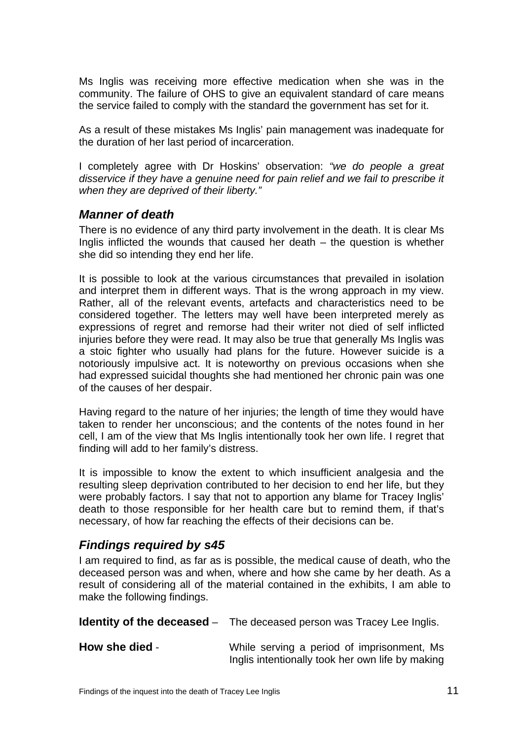Ms Inglis was receiving more effective medication when she was in the community. The failure of OHS to give an equivalent standard of care means the service failed to comply with the standard the government has set for it.

As a result of these mistakes Ms Inglis' pain management was inadequate for the duration of her last period of incarceration.

I completely agree with Dr Hoskins' observation: *"we do people a great disservice if they have a genuine need for pain relief and we fail to prescribe it when they are deprived of their liberty."*

## *Manner of death*

There is no evidence of any third party involvement in the death. It is clear Ms Inglis inflicted the wounds that caused her death – the question is whether she did so intending they end her life.

It is possible to look at the various circumstances that prevailed in isolation and interpret them in different ways. That is the wrong approach in my view. Rather, all of the relevant events, artefacts and characteristics need to be considered together. The letters may well have been interpreted merely as expressions of regret and remorse had their writer not died of self inflicted injuries before they were read. It may also be true that generally Ms Inglis was a stoic fighter who usually had plans for the future. However suicide is a notoriously impulsive act. It is noteworthy on previous occasions when she had expressed suicidal thoughts she had mentioned her chronic pain was one of the causes of her despair.

Having regard to the nature of her injuries; the length of time they would have taken to render her unconscious; and the contents of the notes found in her cell, I am of the view that Ms Inglis intentionally took her own life. I regret that finding will add to her family's distress.

It is impossible to know the extent to which insufficient analgesia and the resulting sleep deprivation contributed to her decision to end her life, but they were probably factors. I say that not to apportion any blame for Tracey Inglis' death to those responsible for her health care but to remind them, if that's necessary, of how far reaching the effects of their decisions can be.

## *Findings required by s45*

I am required to find, as far as is possible, the medical cause of death, who the deceased person was and when, where and how she came by her death. As a result of considering all of the material contained in the exhibits, I am able to make the following findings.

**Identity of the deceased** – The deceased person was Tracey Lee Inglis.

**How she died** - While serving a period of imprisonment, Ms Inglis intentionally took her own life by making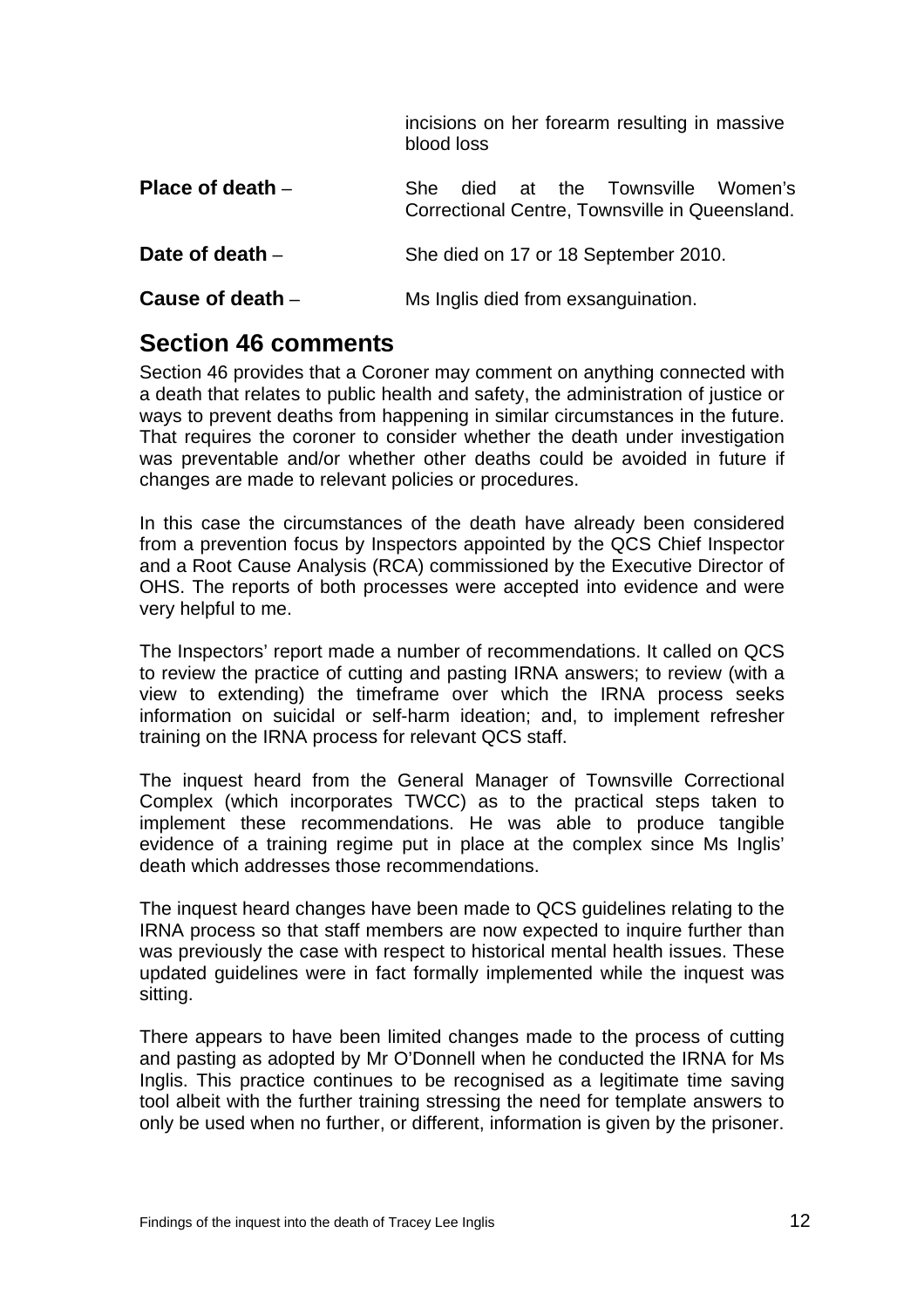| | |
|---|---|
| | incisions on her forearm resulting in massive blood loss |
| **Place of death** – | She died at the Townsville Women's Correctional Centre, Townsville in Queensland. |
| **Date of death** – | She died on 17 or 18 September 2010. |
| **Cause of death** – | Ms Inglis died from exsanguination. |

## Section 46 comments

Section 46 provides that a Coroner may comment on anything connected with a death that relates to public health and safety, the administration of justice or ways to prevent deaths from happening in similar circumstances in the future. That requires the coroner to consider whether the death under investigation was preventable and/or whether other deaths could be avoided in future if changes are made to relevant policies or procedures.

In this case the circumstances of the death have already been considered from a prevention focus by Inspectors appointed by the QCS Chief Inspector and a Root Cause Analysis (RCA) commissioned by the Executive Director of OHS. The reports of both processes were accepted into evidence and were very helpful to me.

The Inspectors' report made a number of recommendations. It called on QCS to review the practice of cutting and pasting IRNA answers; to review (with a view to extending) the timeframe over which the IRNA process seeks information on suicidal or self-harm ideation; and, to implement refresher training on the IRNA process for relevant QCS staff.

The inquest heard from the General Manager of Townsville Correctional Complex (which incorporates TWCC) as to the practical steps taken to implement these recommendations. He was able to produce tangible evidence of a training regime put in place at the complex since Ms Inglis' death which addresses those recommendations.

The inquest heard changes have been made to QCS guidelines relating to the IRNA process so that staff members are now expected to inquire further than was previously the case with respect to historical mental health issues. These updated guidelines were in fact formally implemented while the inquest was sitting.

There appears to have been limited changes made to the process of cutting and pasting as adopted by Mr O'Donnell when he conducted the IRNA for Ms Inglis. This practice continues to be recognised as a legitimate time saving tool albeit with the further training stressing the need for template answers to only be used when no further, or different, information is given by the prisoner.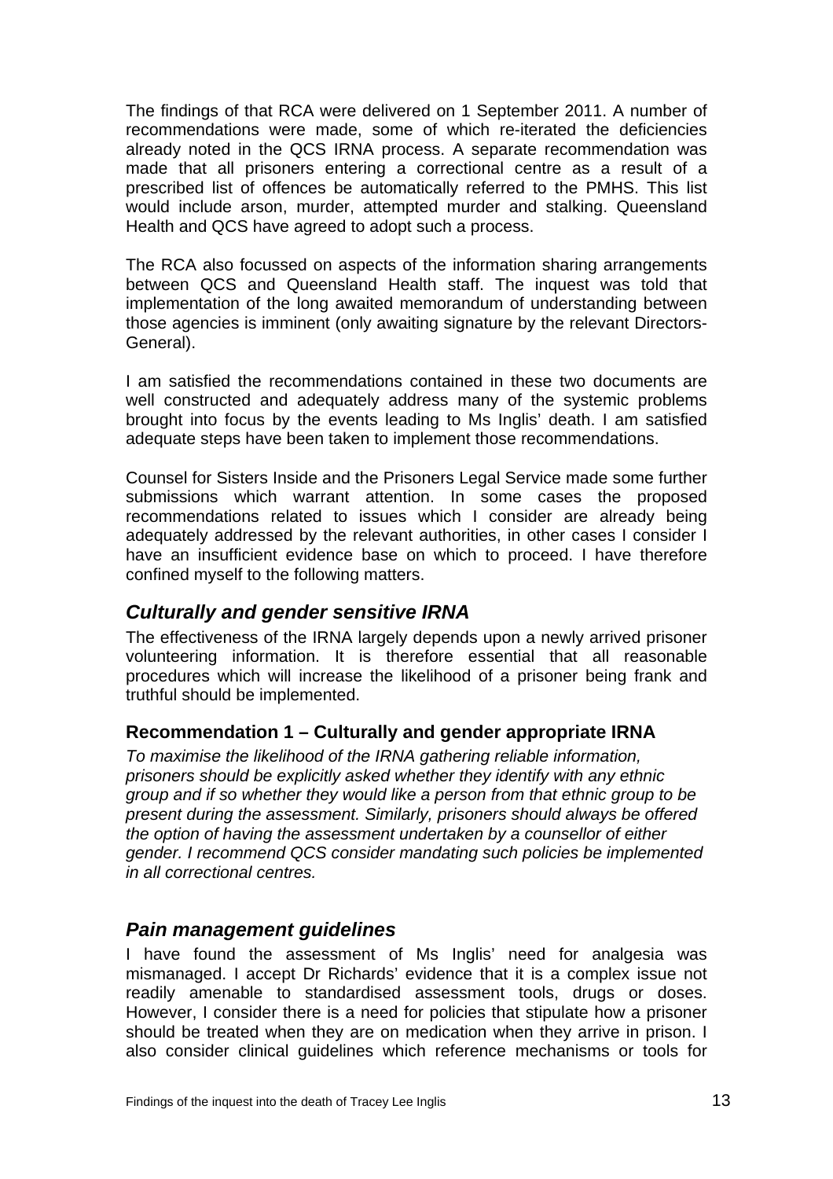The findings of that RCA were delivered on 1 September 2011. A number of recommendations were made, some of which re-iterated the deficiencies already noted in the QCS IRNA process. A separate recommendation was made that all prisoners entering a correctional centre as a result of a prescribed list of offences be automatically referred to the PMHS. This list would include arson, murder, attempted murder and stalking. Queensland Health and QCS have agreed to adopt such a process.

The RCA also focussed on aspects of the information sharing arrangements between QCS and Queensland Health staff. The inquest was told that implementation of the long awaited memorandum of understanding between those agencies is imminent (only awaiting signature by the relevant Directors-General).

I am satisfied the recommendations contained in these two documents are well constructed and adequately address many of the systemic problems brought into focus by the events leading to Ms Inglis' death. I am satisfied adequate steps have been taken to implement those recommendations.

Counsel for Sisters Inside and the Prisoners Legal Service made some further submissions which warrant attention. In some cases the proposed recommendations related to issues which I consider are already being adequately addressed by the relevant authorities, in other cases I consider I have an insufficient evidence base on which to proceed. I have therefore confined myself to the following matters.

## *Culturally and gender sensitive IRNA*

The effectiveness of the IRNA largely depends upon a newly arrived prisoner volunteering information. It is therefore essential that all reasonable procedures which will increase the likelihood of a prisoner being frank and truthful should be implemented.

### Recommendation 1 – Culturally and gender appropriate IRNA

*To maximise the likelihood of the IRNA gathering reliable information, prisoners should be explicitly asked whether they identify with any ethnic group and if so whether they would like a person from that ethnic group to be present during the assessment. Similarly, prisoners should always be offered the option of having the assessment undertaken by a counsellor of either gender. I recommend QCS consider mandating such policies be implemented in all correctional centres.*

## *Pain management guidelines*

I have found the assessment of Ms Inglis' need for analgesia was mismanaged. I accept Dr Richards' evidence that it is a complex issue not readily amenable to standardised assessment tools, drugs or doses. However, I consider there is a need for policies that stipulate how a prisoner should be treated when they are on medication when they arrive in prison. I also consider clinical guidelines which reference mechanisms or tools for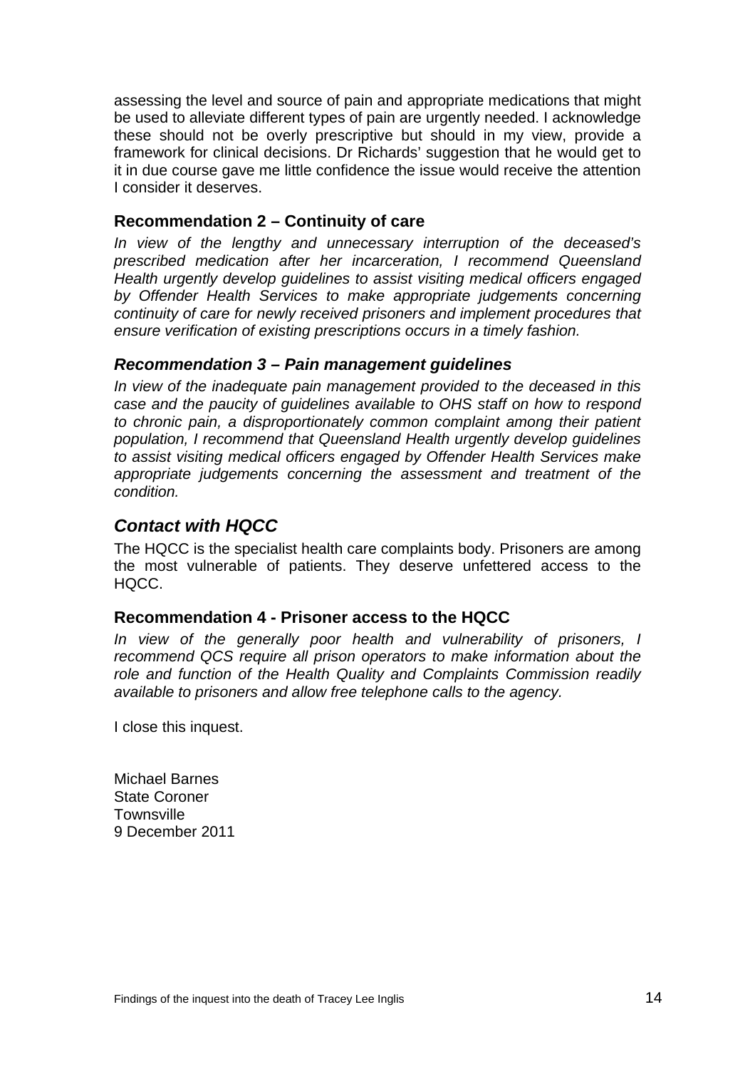assessing the level and source of pain and appropriate medications that might be used to alleviate different types of pain are urgently needed. I acknowledge these should not be overly prescriptive but should in my view, provide a framework for clinical decisions. Dr Richards' suggestion that he would get to it in due course gave me little confidence the issue would receive the attention I consider it deserves.

### Recommendation 2 – Continuity of care

*In view of the lengthy and unnecessary interruption of the deceased's prescribed medication after her incarceration, I recommend Queensland Health urgently develop guidelines to assist visiting medical officers engaged by Offender Health Services to make appropriate judgements concerning continuity of care for newly received prisoners and implement procedures that ensure verification of existing prescriptions occurs in a timely fashion.*

### *Recommendation 3 – Pain management guidelines*

*In view of the inadequate pain management provided to the deceased in this case and the paucity of guidelines available to OHS staff on how to respond to chronic pain, a disproportionately common complaint among their patient population, I recommend that Queensland Health urgently develop guidelines to assist visiting medical officers engaged by Offender Health Services make appropriate judgements concerning the assessment and treatment of the condition.*

## *Contact with HQCC*

The HQCC is the specialist health care complaints body. Prisoners are among the most vulnerable of patients. They deserve unfettered access to the HQCC.

### Recommendation 4 - Prisoner access to the HQCC

*In view of the generally poor health and vulnerability of prisoners, I recommend QCS require all prison operators to make information about the role and function of the Health Quality and Complaints Commission readily available to prisoners and allow free telephone calls to the agency.*

I close this inquest.

Michael Barnes  
State Coroner  
Townsville  
9 December 2011